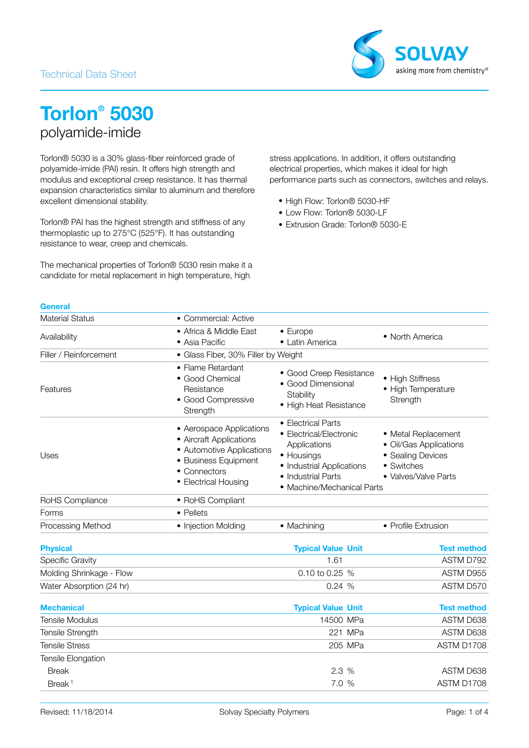Technical Data Sheet

# Torlon® 5030

## polyamide-imide

Torlon® 5030 is a 30% glass-fiber reinforced grade of polyamide-imide (PAI) resin. It offers high strength and modulus and exceptional creep resistance. It has thermal expansion characteristics similar to aluminum and therefore excellent dimensional stability.

Torlon® PAI has the highest strength and stiffness of any thermoplastic up to 275°C (525°F). It has outstanding resistance to wear, creep and chemicals.

The mechanical properties of Torlon® 5030 resin make it a candidate for metal replacement in high temperature, high stress applications. In addition, it offers outstanding electrical properties, which makes it ideal for high performance parts such as connectors, switches and relays.

- High Flow: Torlon® 5030-HF
- Low Flow: Torlon® 5030-LF
- Extrusion Grade: Torlon® 5030-E

### General

| | | | |
|---|---|---|---|
| Material Status | • Commercial: Active | | |
| Availability | • Africa & Middle East<br>• Asia Pacific | • Europe<br>• Latin America | • North America |
| Filler / Reinforcement | • Glass Fiber, 30% Filler by Weight | | |
| Features | • Flame Retardant<br>• Good Chemical Resistance<br>• Good Compressive Strength | • Good Creep Resistance<br>• Good Dimensional Stability<br>• High Heat Resistance | • High Stiffness<br>• High Temperature Strength |
| Uses | • Aerospace Applications<br>• Aircraft Applications<br>• Automotive Applications<br>• Business Equipment<br>• Connectors<br>• Electrical Housing | • Electrical Parts<br>• Electrical/Electronic Applications<br>• Housings<br>• Industrial Applications<br>• Industrial Parts<br>• Machine/Mechanical Parts | • Metal Replacement<br>• Oil/Gas Applications<br>• Sealing Devices<br>• Switches<br>• Valves/Valve Parts |
| RoHS Compliance | • RoHS Compliant | | |
| Forms | • Pellets | | |
| Processing Method | • Injection Molding | • Machining | • Profile Extrusion |

| Physical | Typical Value | Unit | Test method |
|---|---|---|---|
| Specific Gravity | 1.61 | | ASTM D792 |
| Molding Shrinkage - Flow | 0.10 to 0.25 | % | ASTM D955 |
| Water Absorption (24 hr) | 0.24 | % | ASTM D570 |

| Mechanical | Typical Value | Unit | Test method |
|---|---|---|---|
| Tensile Modulus | 14500 | MPa | ASTM D638 |
| Tensile Strength | 221 | MPa | ASTM D638 |
| Tensile Stress | 205 | MPa | ASTM D1708 |
| Tensile Elongation | | | |
| Break | 2.3 | % | ASTM D638 |
| Break [1] | 7.0 | % | ASTM D1708 |

Revised: 11/18/2014 Solvay Specialty Polymers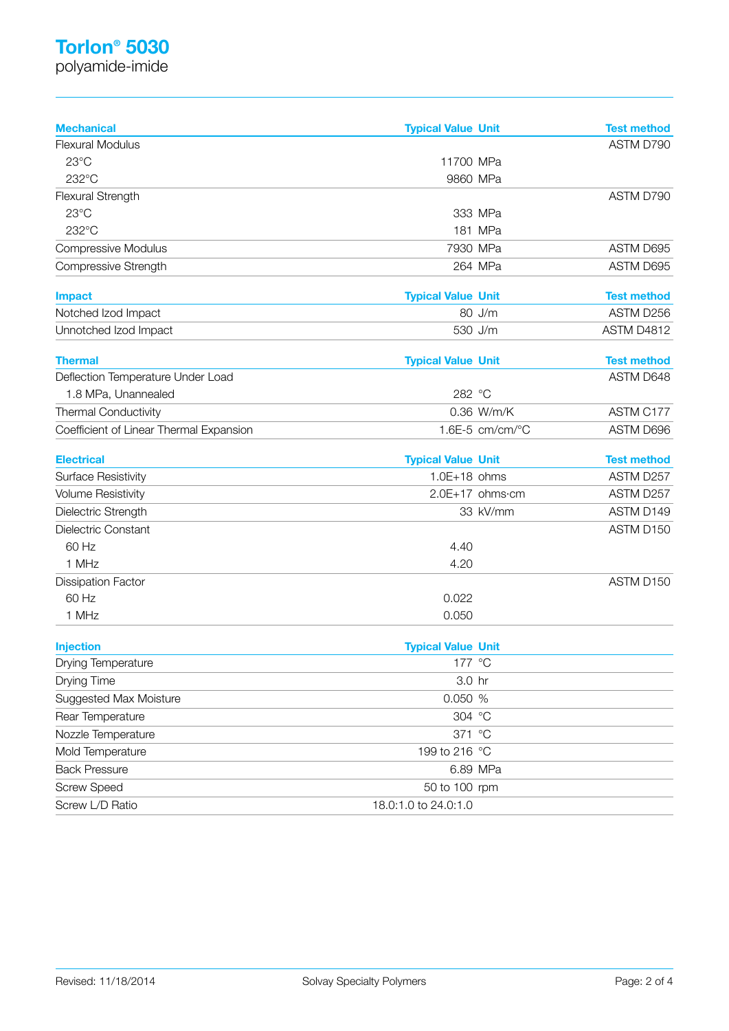# Torlon® 5030

polyamide-imide

| Mechanical | Typical Value | Unit | Test method |
|---|---|---|---|
| Flexural Modulus | | | ASTM D790 |
| 23°C | 11700 | MPa | |
| 232°C | 9860 | MPa | |
| Flexural Strength | | | ASTM D790 |
| 23°C | 333 | MPa | |
| 232°C | 181 | MPa | |
| Compressive Modulus | 7930 | MPa | ASTM D695 |
| Compressive Strength | 264 | MPa | ASTM D695 |

| Impact | Typical Value | Unit | Test method |
|---|---|---|---|
| Notched Izod Impact | 80 | J/m | ASTM D256 |
| Unnotched Izod Impact | 530 | J/m | ASTM D4812 |

| Thermal | Typical Value | Unit | Test method |
|---|---|---|---|
| Deflection Temperature Under Load | | | ASTM D648 |
| 1.8 MPa, Unannealed | 282 | °C | |
| Thermal Conductivity | 0.36 | W/m/K | ASTM C177 |
| Coefficient of Linear Thermal Expansion | 1.6E-5 | cm/cm/°C | ASTM D696 |

| Electrical | Typical Value | Unit | Test method |
|---|---|---|---|
| Surface Resistivity | 1.0E+18 | ohms | ASTM D257 |
| Volume Resistivity | 2.0E+17 | ohms·cm | ASTM D257 |
| Dielectric Strength | 33 | kV/mm | ASTM D149 |
| Dielectric Constant | | | ASTM D150 |
| 60 Hz | 4.40 | | |
| 1 MHz | 4.20 | | |
| Dissipation Factor | | | ASTM D150 |
| 60 Hz | 0.022 | | |
| 1 MHz | 0.050 | | |

| Injection | Typical Value | Unit |
|---|---|---|
| Drying Temperature | 177 | °C |
| Drying Time | 3.0 | hr |
| Suggested Max Moisture | 0.050 | % |
| Rear Temperature | 304 | °C |
| Nozzle Temperature | 371 | °C |
| Mold Temperature | 199 to 216 | °C |
| Back Pressure | 6.89 | MPa |
| Screw Speed | 50 to 100 | rpm |
| Screw L/D Ratio | 18.0:1.0 to 24.0:1.0 | |

Revised: 11/18/2014 Solvay Specialty Polymers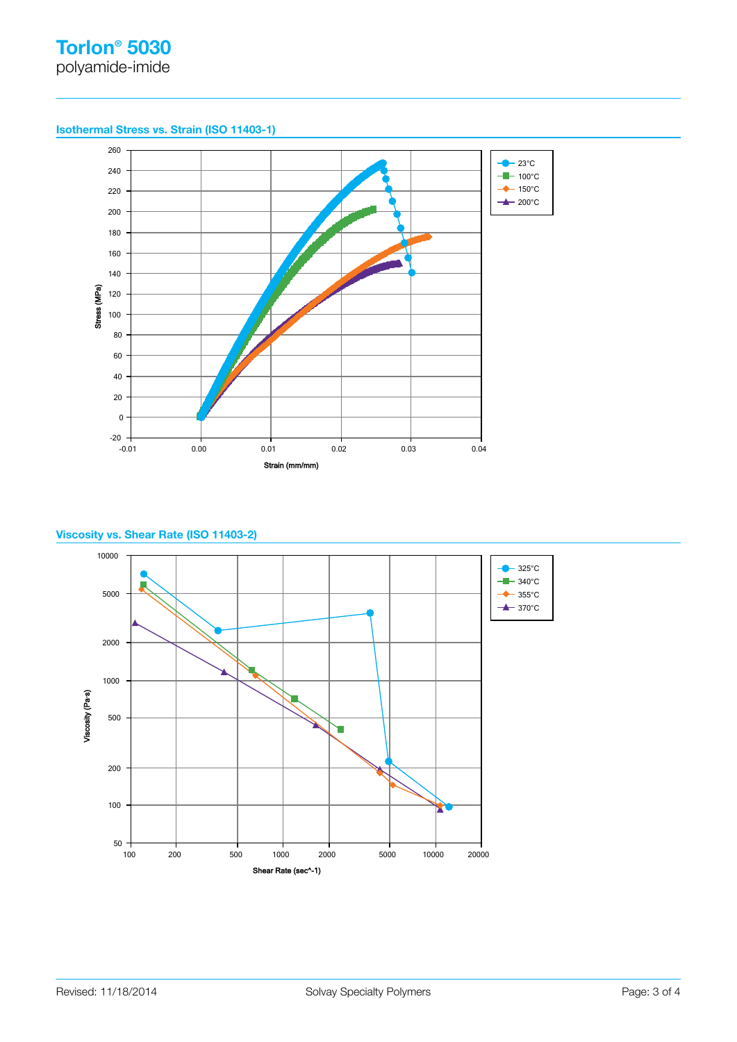# Torlon® 5030

polyamide-imide

## Isothermal Stress vs. Strain (ISO 11403-1)

Stress (MPa) vs. Strain (mm/mm)

Legend: 23°C, 100°C, 150°C, 200°C

## Viscosity vs. Shear Rate (ISO 11403-2)

Viscosity (Pa·s) vs. Shear Rate (sec^-1)

Legend: 325°C, 340°C, 355°C, 370°C

Revised: 11/18/2014

Solvay Specialty Polymers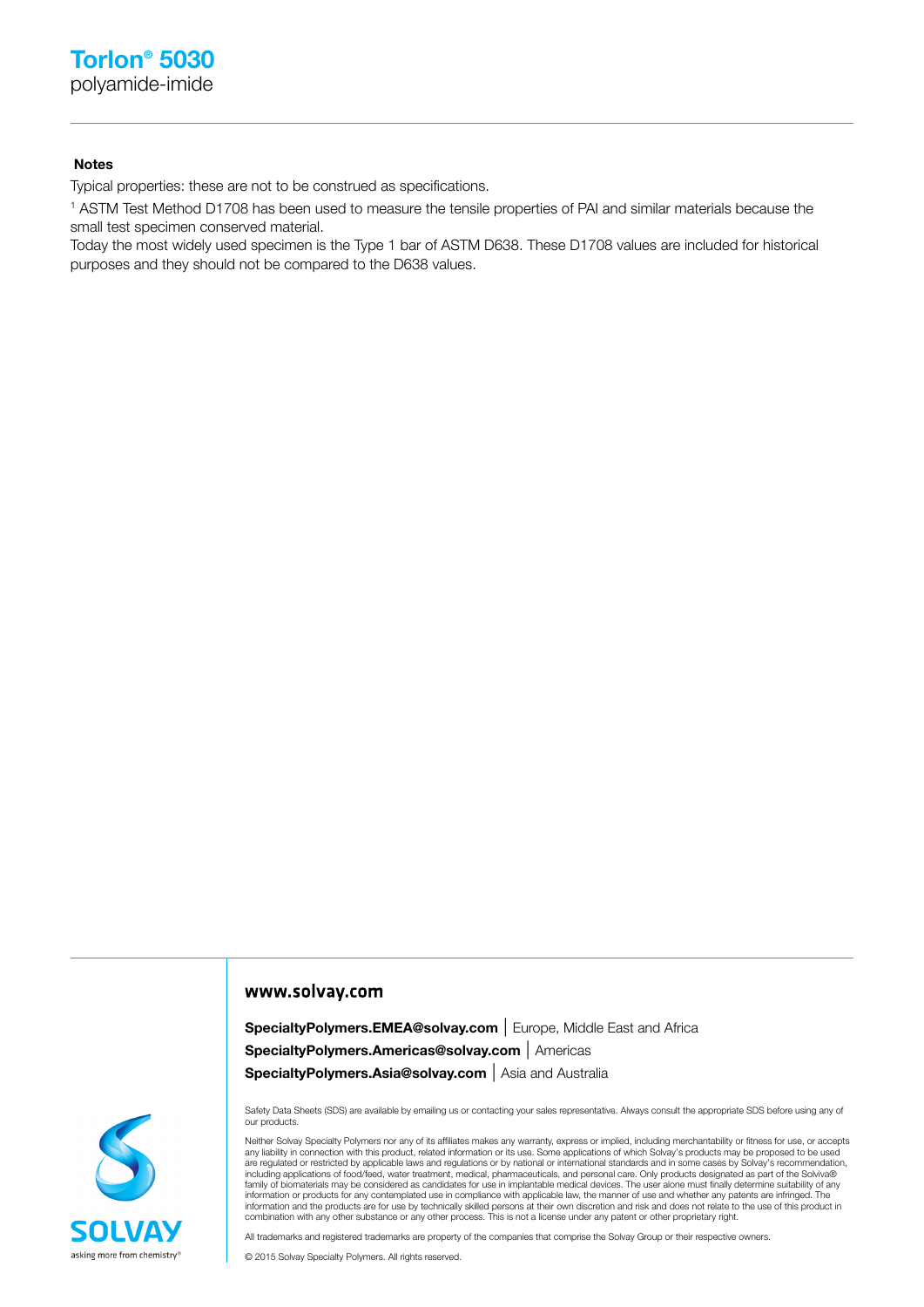# Torlon® 5030

polyamide-imide

**Notes**

Typical properties: these are not to be construed as specifications.

[1] ASTM Test Method D1708 has been used to measure the tensile properties of PAI and similar materials because the small test specimen conserved material.

Today the most widely used specimen is the Type 1 bar of ASTM D638. These D1708 values are included for historical purposes and they should not be compared to the D638 values.

**www.solvay.com**

**SpecialtyPolymers.EMEA@solvay.com** | Europe, Middle East and Africa

**SpecialtyPolymers.Americas@solvay.com** | Americas

**SpecialtyPolymers.Asia@solvay.com** | Asia and Australia

Safety Data Sheets (SDS) are available by emailing us or contacting your sales representative. Always consult the appropriate SDS before using any of our products.

Neither Solvay Specialty Polymers nor any of its affiliates makes any warranty, express or implied, including merchantability or fitness for use, or accepts any liability in connection with this product, related information or its use. Some applications of which Solvay's products may be proposed to be used are regulated or restricted by applicable laws and regulations or by national or international standards and in some cases by Solvay's recommendation, including applications of food/feed, water treatment, medical, pharmaceuticals, and personal care. Only products designated as part of the Solviva® family of biomaterials may be considered as candidates for use in implantable medical devices. The user alone must finally determine suitability of any information or products for any contemplated use in compliance with applicable law, the manner of use and whether any patents are infringed. The information and the products are for use by technically skilled persons at their own discretion and risk and does not relate to the use of this product in combination with any other substance or any other process. This is not a license under any patent or other proprietary right.

All trademarks and registered trademarks are property of the companies that comprise the Solvay Group or their respective owners.

© 2015 Solvay Specialty Polymers. All rights reserved.

SOLVAY

asking more from chemistry®